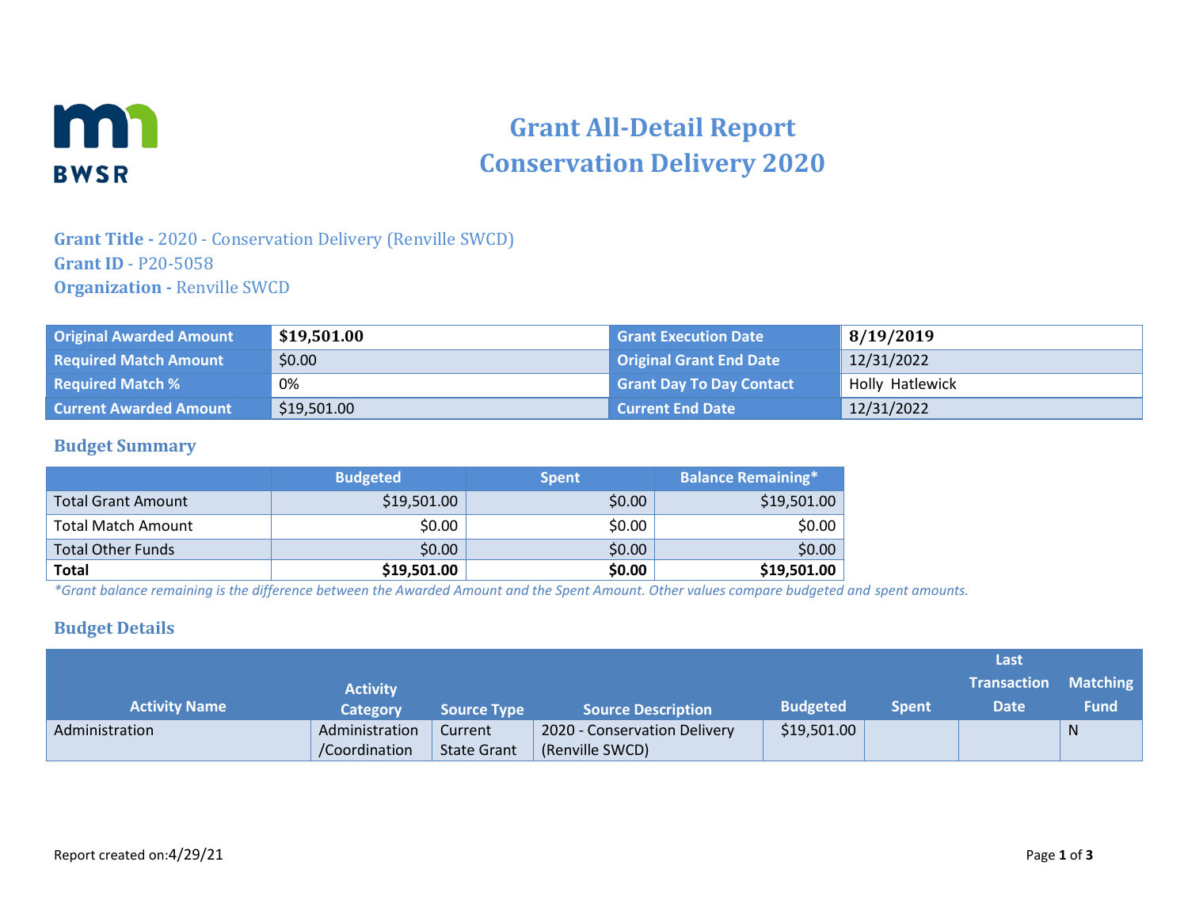# Grant All-Detail Report
# Conservation Delivery 2020

**Grant Title -** 2020 - Conservation Delivery (Renville SWCD)
**Grant ID** - P20-5058
**Organization -** Renville SWCD

| Original Awarded Amount | **$19,501.00** | Grant Execution Date | **8/19/2019** |
|---|---|---|---|
| Required Match Amount | $0.00 | Original Grant End Date | 12/31/2022 |
| Required Match % | 0% | Grant Day To Day Contact | Holly Hatlewick |
| Current Awarded Amount | $19,501.00 | Current End Date | 12/31/2022 |

## Budget Summary

| | Budgeted | Spent | Balance Remaining* |
|---|---|---|---|
| Total Grant Amount | $19,501.00 | $0.00 | $19,501.00 |
| Total Match Amount | $0.00 | $0.00 | $0.00 |
| Total Other Funds | $0.00 | $0.00 | $0.00 |
| **Total** | **$19,501.00** | **$0.00** | **$19,501.00** |

*\*Grant balance remaining is the difference between the Awarded Amount and the Spent Amount. Other values compare budgeted and spent amounts.*

## Budget Details

| Activity Name | Activity Category | Source Type | Source Description | Budgeted | Spent | Last Transaction Date | Matching Fund |
|---|---|---|---|---|---|---|---|
| Administration | Administration /Coordination | Current State Grant | 2020 - Conservation Delivery (Renville SWCD) | $19,501.00 | | | N |

Report created on:4/29/21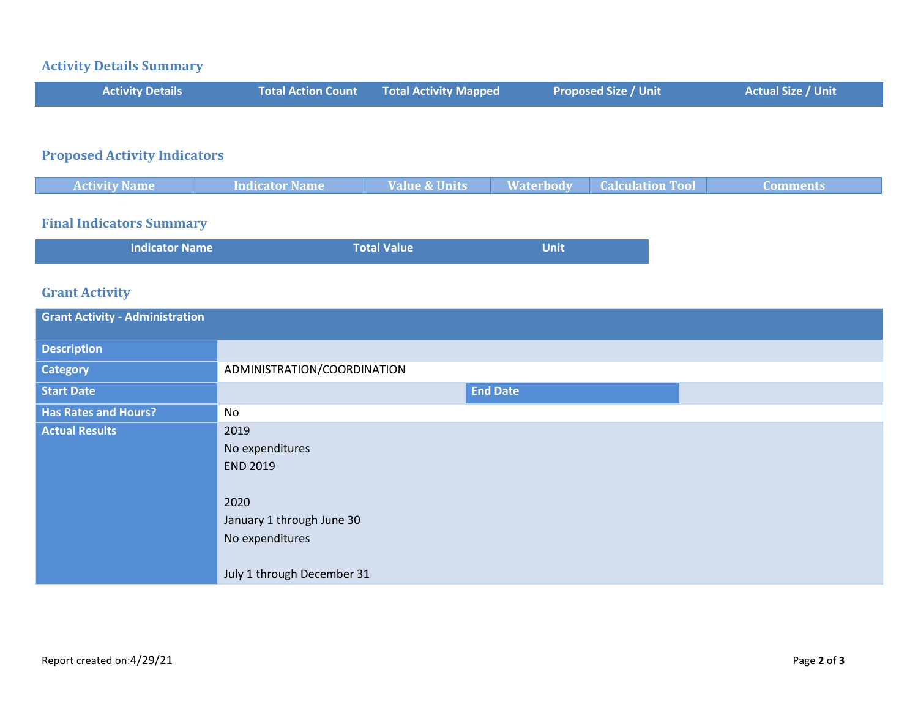## Activity Details Summary

| Activity Details | Total Action Count | Total Activity Mapped | Proposed Size / Unit | Actual Size / Unit |
|---|---|---|---|---|

## Proposed Activity Indicators

| Activity Name | Indicator Name | Value & Units | Waterbody | Calculation Tool | Comments |
|---|---|---|---|---|---|

## Final Indicators Summary

| Indicator Name | Total Value | Unit |
|---|---|---|

## Grant Activity

| Grant Activity - Administration | | | |
|---|---|---|---|
| **Description** | | | |
| **Category** | ADMINISTRATION/COORDINATION | | |
| **Start Date** | | **End Date** | |
| **Has Rates and Hours?** | No | | |
| **Actual Results** | 2019<br>No expenditures<br>END 2019<br><br>2020<br>January 1 through June 30<br>No expenditures<br><br>July 1 through December 31 | | |

Report created on:4/29/21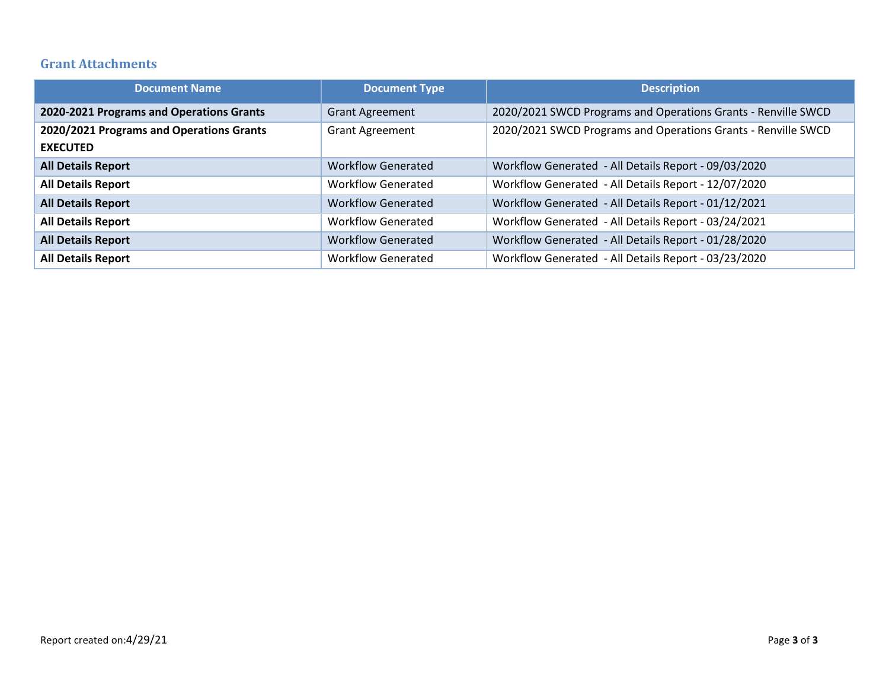## Grant Attachments

| Document Name | Document Type | Description |
|---|---|---|
| **2020-2021 Programs and Operations Grants** | Grant Agreement | 2020/2021 SWCD Programs and Operations Grants - Renville SWCD |
| **2020/2021 Programs and Operations Grants EXECUTED** | Grant Agreement | 2020/2021 SWCD Programs and Operations Grants - Renville SWCD |
| **All Details Report** | Workflow Generated | Workflow Generated - All Details Report - 09/03/2020 |
| **All Details Report** | Workflow Generated | Workflow Generated - All Details Report - 12/07/2020 |
| **All Details Report** | Workflow Generated | Workflow Generated - All Details Report - 01/12/2021 |
| **All Details Report** | Workflow Generated | Workflow Generated - All Details Report - 03/24/2021 |
| **All Details Report** | Workflow Generated | Workflow Generated - All Details Report - 01/28/2020 |
| **All Details Report** | Workflow Generated | Workflow Generated - All Details Report - 03/23/2020 |

Report created on:4/29/21